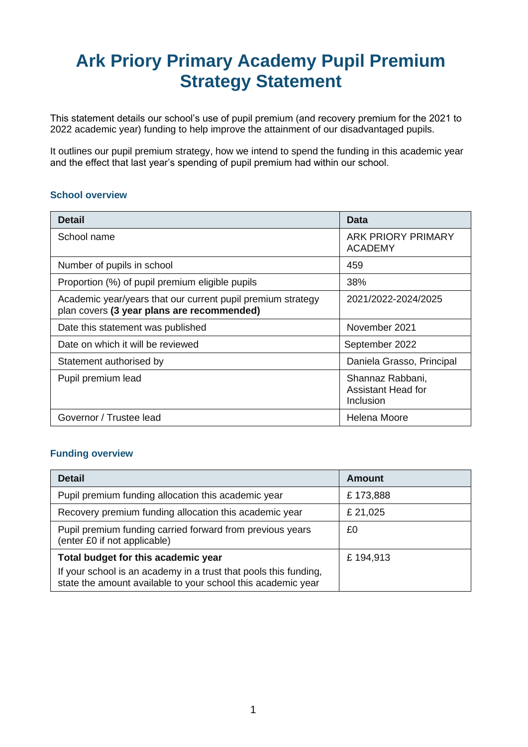# Ark Priory Primary Academy Pupil Premium Strategy Statement

This statement details our school's use of pupil premium (and recovery premium for the 2021 to 2022 academic year) funding to help improve the attainment of our disadvantaged pupils.

It outlines our pupil premium strategy, how we intend to spend the funding in this academic year and the effect that last year's spending of pupil premium had within our school.

### School overview

| Detail | Data |
|---|---|
| School name | ARK PRIORY PRIMARY ACADEMY |
| Number of pupils in school | 459 |
| Proportion (%) of pupil premium eligible pupils | 38% |
| Academic year/years that our current pupil premium strategy plan covers **(3 year plans are recommended)** | 2021/2022-2024/2025 |
| Date this statement was published | November 2021 |
| Date on which it will be reviewed | September 2022 |
| Statement authorised by | Daniela Grasso, Principal |
| Pupil premium lead | Shannaz Rabbani, Assistant Head for Inclusion |
| Governor / Trustee lead | Helena Moore |

### Funding overview

| Detail | Amount |
|---|---|
| Pupil premium funding allocation this academic year | £ 173,888 |
| Recovery premium funding allocation this academic year | £ 21,025 |
| Pupil premium funding carried forward from previous years (enter £0 if not applicable) | £0 |
| **Total budget for this academic year**<br>If your school is an academy in a trust that pools this funding, state the amount available to your school this academic year | £ 194,913 |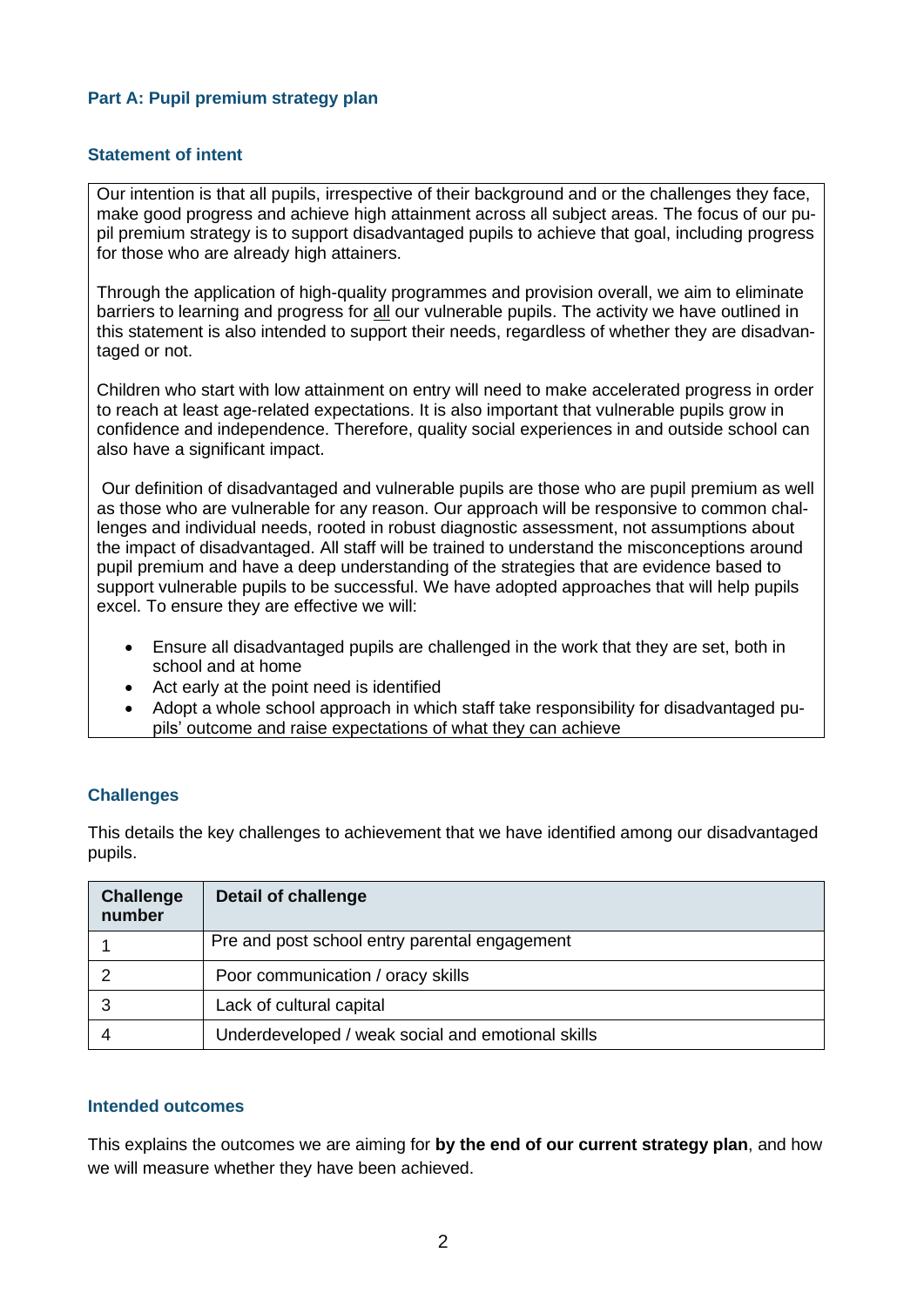## Part A: Pupil premium strategy plan

### Statement of intent

Our intention is that all pupils, irrespective of their background and or the challenges they face, make good progress and achieve high attainment across all subject areas. The focus of our pupil premium strategy is to support disadvantaged pupils to achieve that goal, including progress for those who are already high attainers.

Through the application of high-quality programmes and provision overall, we aim to eliminate barriers to learning and progress for all our vulnerable pupils. The activity we have outlined in this statement is also intended to support their needs, regardless of whether they are disadvantaged or not.

Children who start with low attainment on entry will need to make accelerated progress in order to reach at least age-related expectations. It is also important that vulnerable pupils grow in confidence and independence. Therefore, quality social experiences in and outside school can also have a significant impact.

Our definition of disadvantaged and vulnerable pupils are those who are pupil premium as well as those who are vulnerable for any reason. Our approach will be responsive to common challenges and individual needs, rooted in robust diagnostic assessment, not assumptions about the impact of disadvantaged. All staff will be trained to understand the misconceptions around pupil premium and have a deep understanding of the strategies that are evidence based to support vulnerable pupils to be successful. We have adopted approaches that will help pupils excel. To ensure they are effective we will:

- Ensure all disadvantaged pupils are challenged in the work that they are set, both in school and at home
- Act early at the point need is identified
- Adopt a whole school approach in which staff take responsibility for disadvantaged pupils' outcome and raise expectations of what they can achieve

### Challenges

This details the key challenges to achievement that we have identified among our disadvantaged pupils.

| Challenge number | Detail of challenge |
|---|---|
| 1 | Pre and post school entry parental engagement |
| 2 | Poor communication / oracy skills |
| 3 | Lack of cultural capital |
| 4 | Underdeveloped / weak social and emotional skills |

### Intended outcomes

This explains the outcomes we are aiming for **by the end of our current strategy plan**, and how we will measure whether they have been achieved.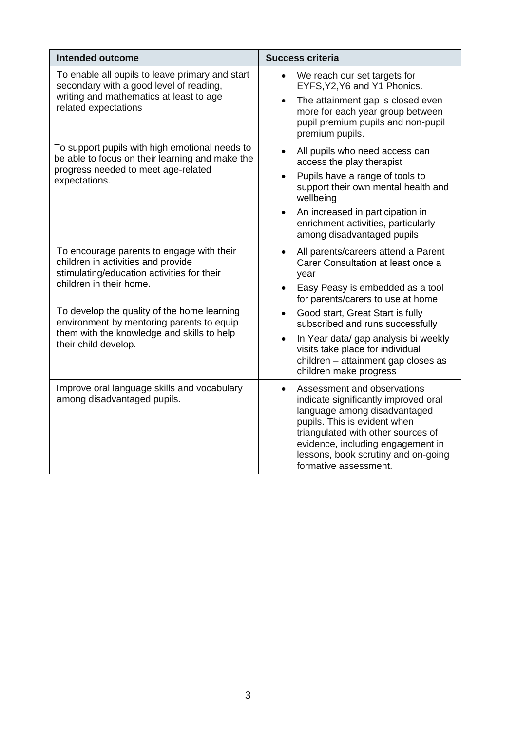| Intended outcome | Success criteria |
|---|---|
| To enable all pupils to leave primary and start secondary with a good level of reading, writing and mathematics at least to age related expectations | • We reach our set targets for EYFS,Y2,Y6 and Y1 Phonics.<br>• The attainment gap is closed even more for each year group between pupil premium pupils and non-pupil premium pupils. |
| To support pupils with high emotional needs to be able to focus on their learning and make the progress needed to meet age-related expectations. | • All pupils who need access can access the play therapist<br>• Pupils have a range of tools to support their own mental health and wellbeing<br>• An increased in participation in enrichment activities, particularly among disadvantaged pupils |
| To encourage parents to engage with their children in activities and provide stimulating/education activities for their children in their home.<br><br>To develop the quality of the home learning environment by mentoring parents to equip them with the knowledge and skills to help their child develop. | • All parents/careers attend a Parent Carer Consultation at least once a year<br>• Easy Peasy is embedded as a tool for parents/carers to use at home<br>• Good start, Great Start is fully subscribed and runs successfully<br>• In Year data/ gap analysis bi weekly visits take place for individual children – attainment gap closes as children make progress |
| Improve oral language skills and vocabulary among disadvantaged pupils. | • Assessment and observations indicate significantly improved oral language among disadvantaged pupils. This is evident when triangulated with other sources of evidence, including engagement in lessons, book scrutiny and on-going formative assessment. |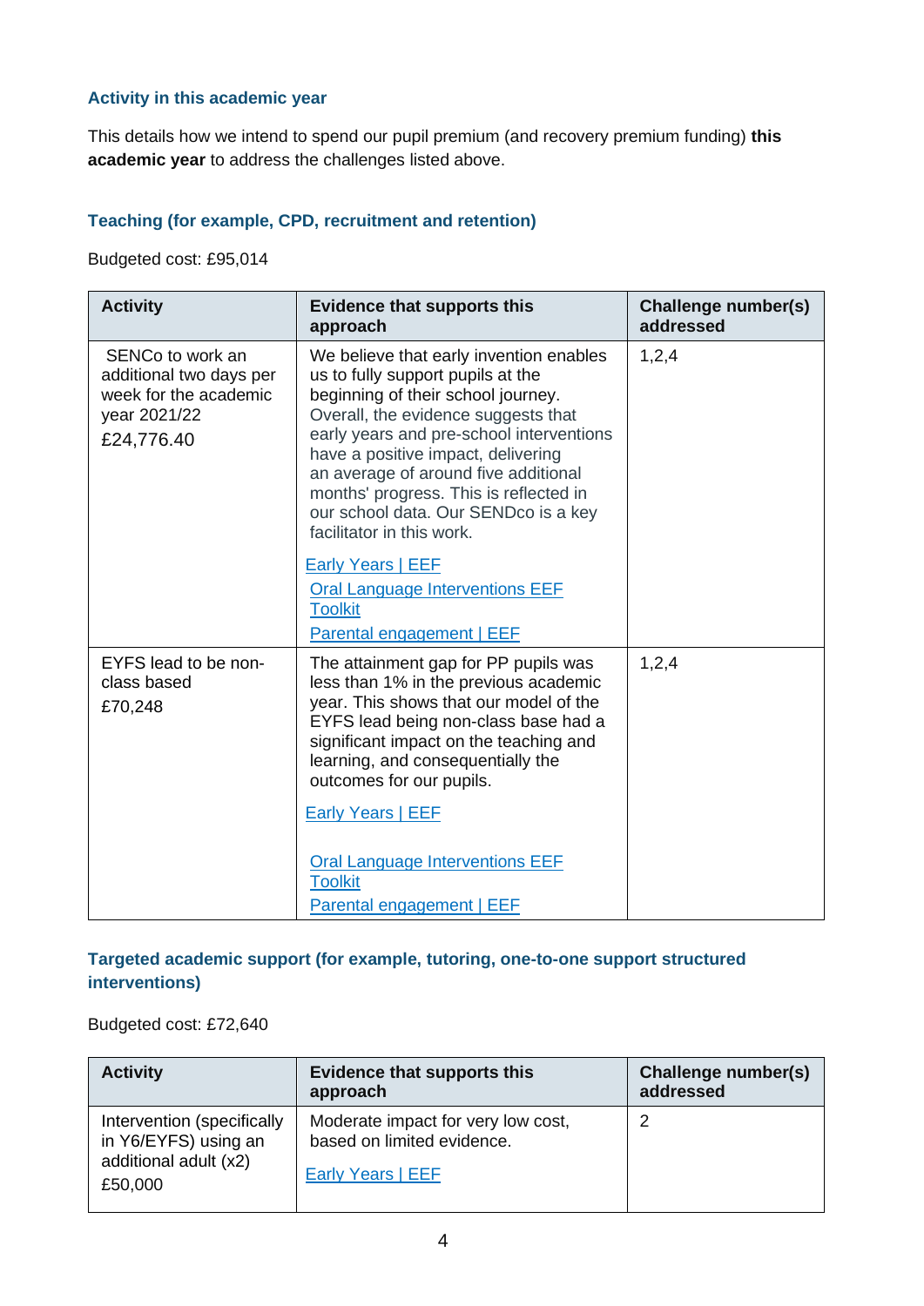### Activity in this academic year

This details how we intend to spend our pupil premium (and recovery premium funding) **this academic year** to address the challenges listed above.

### Teaching (for example, CPD, recruitment and retention)

Budgeted cost: £95,014

| Activity | Evidence that supports this approach | Challenge number(s) addressed |
|---|---|---|
| SENCo to work an additional two days per week for the academic year 2021/22<br>£24,776.40 | We believe that early invention enables us to fully support pupils at the beginning of their school journey. Overall, the evidence suggests that early years and pre-school interventions have a positive impact, delivering an average of around five additional months' progress. This is reflected in our school data. Our SENDco is a key facilitator in this work.<br>Early Years \| EEF<br>Oral Language Interventions EEF Toolkit<br>Parental engagement \| EEF | 1,2,4 |
| EYFS lead to be non-class based<br>£70,248 | The attainment gap for PP pupils was less than 1% in the previous academic year. This shows that our model of the EYFS lead being non-class base had a significant impact on the teaching and learning, and consequentially the outcomes for our pupils.<br>Early Years \| EEF<br>Oral Language Interventions EEF Toolkit<br>Parental engagement \| EEF | 1,2,4 |

### Targeted academic support (for example, tutoring, one-to-one support structured interventions)

Budgeted cost: £72,640

| Activity | Evidence that supports this approach | Challenge number(s) addressed |
|---|---|---|
| Intervention (specifically in Y6/EYFS) using an additional adult (x2)<br>£50,000 | Moderate impact for very low cost, based on limited evidence.<br>Early Years \| EEF | 2 |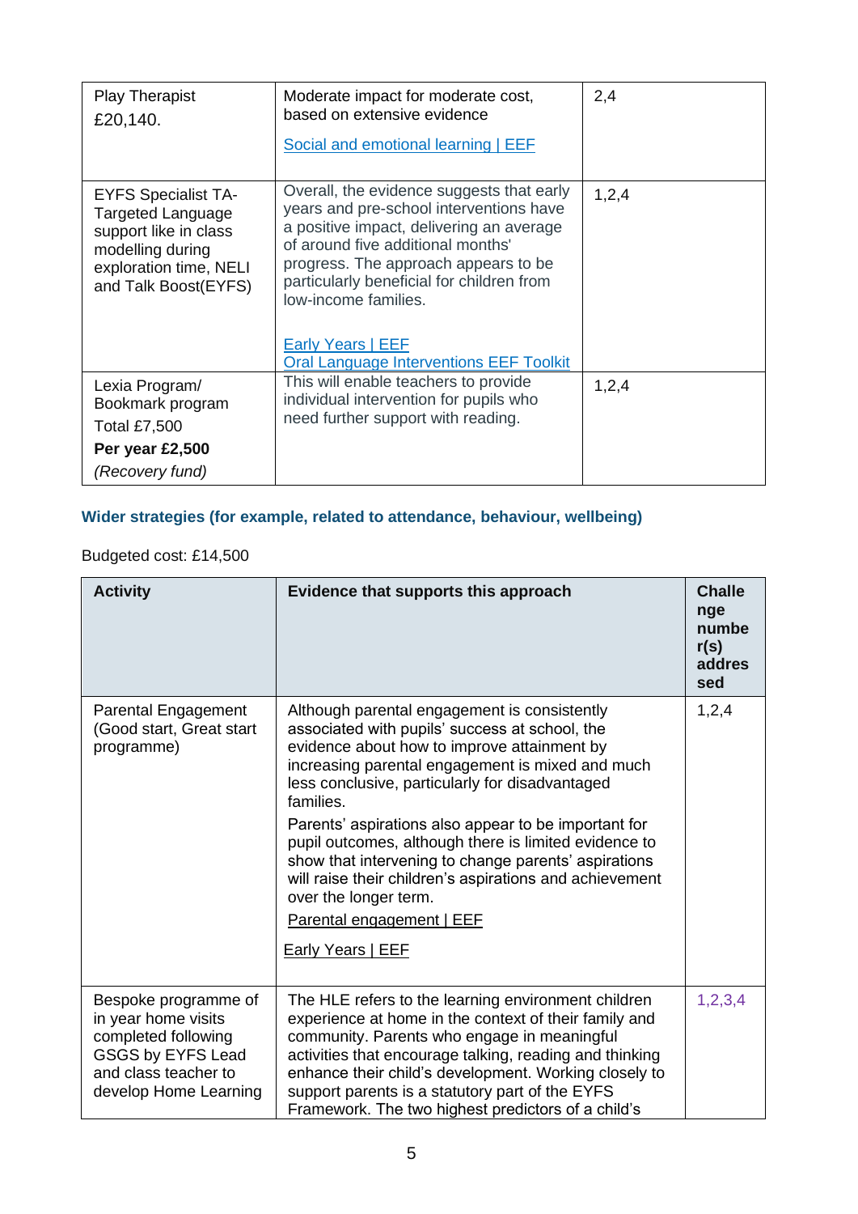| | | |
|---|---|---|
| Play Therapist<br>£20,140. | Moderate impact for moderate cost, based on extensive evidence<br>Social and emotional learning \| EEF | 2,4 |
| EYFS Specialist TA-Targeted Language support like in class modelling during exploration time, NELI and Talk Boost(EYFS) | Overall, the evidence suggests that early years and pre-school interventions have a positive impact, delivering an average of around five additional months' progress. The approach appears to be particularly beneficial for children from low-income families.<br>Early Years \| EEF<br>Oral Language Interventions EEF Toolkit | 1,2,4 |
| Lexia Program/ Bookmark program<br>Total £7,500<br>**Per year £2,500**<br>*(Recovery fund)* | This will enable teachers to provide individual intervention for pupils who need further support with reading. | 1,2,4 |

### Wider strategies (for example, related to attendance, behaviour, wellbeing)

Budgeted cost: £14,500

| Activity | Evidence that supports this approach | Challenge number(s) addressed |
|---|---|---|
| Parental Engagement (Good start, Great start programme) | Although parental engagement is consistently associated with pupils' success at school, the evidence about how to improve attainment by increasing parental engagement is mixed and much less conclusive, particularly for disadvantaged families.<br>Parents' aspirations also appear to be important for pupil outcomes, although there is limited evidence to show that intervening to change parents' aspirations will raise their children's aspirations and achievement over the longer term.<br>Parental engagement \| EEF<br>Early Years \| EEF | 1,2,4 |
| Bespoke programme of in year home visits completed following GSGS by EYFS Lead and class teacher to develop Home Learning | The HLE refers to the learning environment children experience at home in the context of their family and community. Parents who engage in meaningful activities that encourage talking, reading and thinking enhance their child's development. Working closely to support parents is a statutory part of the EYFS Framework. The two highest predictors of a child's | 1,2,3,4 |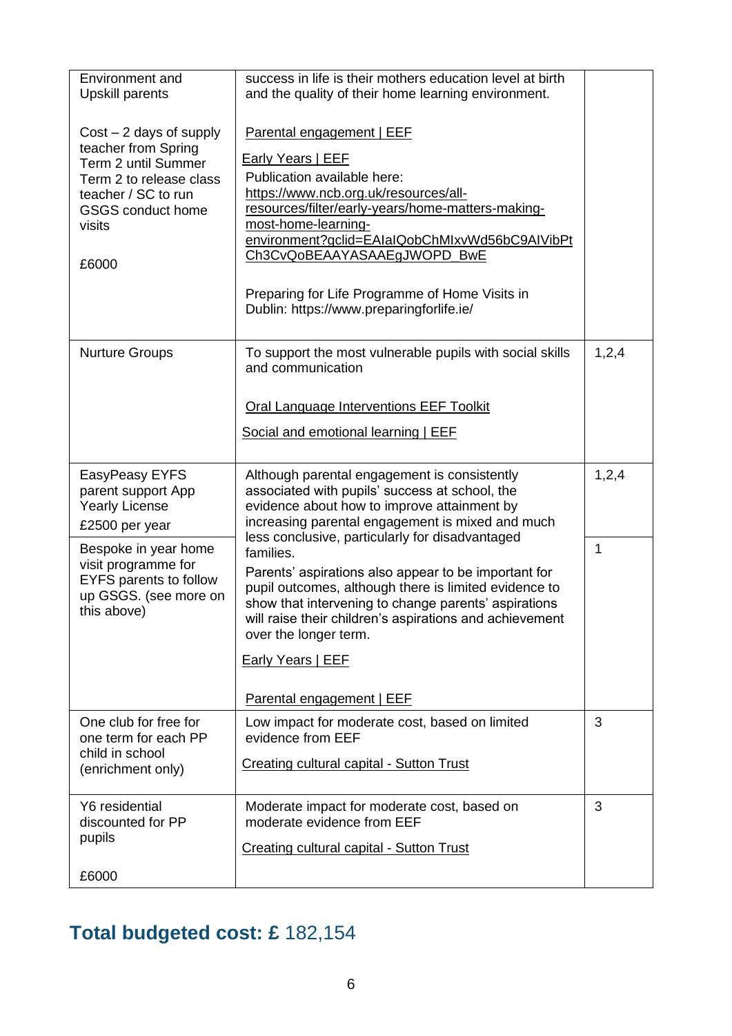| | | |
|---|---|---|
| Environment and Upskill parents<br><br>Cost – 2 days of supply teacher from Spring Term 2 until Summer Term 2 to release class teacher / SC to run GSGS conduct home visits<br><br>£6000 | success in life is their mothers education level at birth and the quality of their home learning environment.<br><br>Parental engagement \| EEF<br><br>Early Years \| EEF<br><br>Publication available here: https://www.ncb.org.uk/resources/all-resources/filter/early-years/home-matters-making-most-home-learning-environment?gclid=EAIaIQobChMIxvWd56bC9AIVibPtCh3CvQoBEAAYASAAEgJWOPD_BwE<br><br>Preparing for Life Programme of Home Visits in Dublin: https://www.preparingforlife.ie/ | |
| Nurture Groups | To support the most vulnerable pupils with social skills and communication<br><br>Oral Language Interventions EEF Toolkit<br><br>Social and emotional learning \| EEF | 1,2,4 |
| EasyPeasy EYFS parent support App Yearly License<br><br>£2500 per year | Although parental engagement is consistently associated with pupils' success at school, the evidence about how to improve attainment by increasing parental engagement is mixed and much less conclusive, particularly for disadvantaged families.<br><br>Parents' aspirations also appear to be important for pupil outcomes, although there is limited evidence to show that intervening to change parents' aspirations will raise their children's aspirations and achievement over the longer term.<br><br>Early Years \| EEF<br><br>Parental engagement \| EEF | 1,2,4 |
| Bespoke in year home visit programme for EYFS parents to follow up GSGS. (see more on this above) | | 1 |
| One club for free for one term for each PP child in school (enrichment only) | Low impact for moderate cost, based on limited evidence from EEF<br><br>Creating cultural capital - Sutton Trust | 3 |
| Y6 residential discounted for PP pupils<br><br>£6000 | Moderate impact for moderate cost, based on moderate evidence from EEF<br><br>Creating cultural capital - Sutton Trust | 3 |

## Total budgeted cost: £ 182,154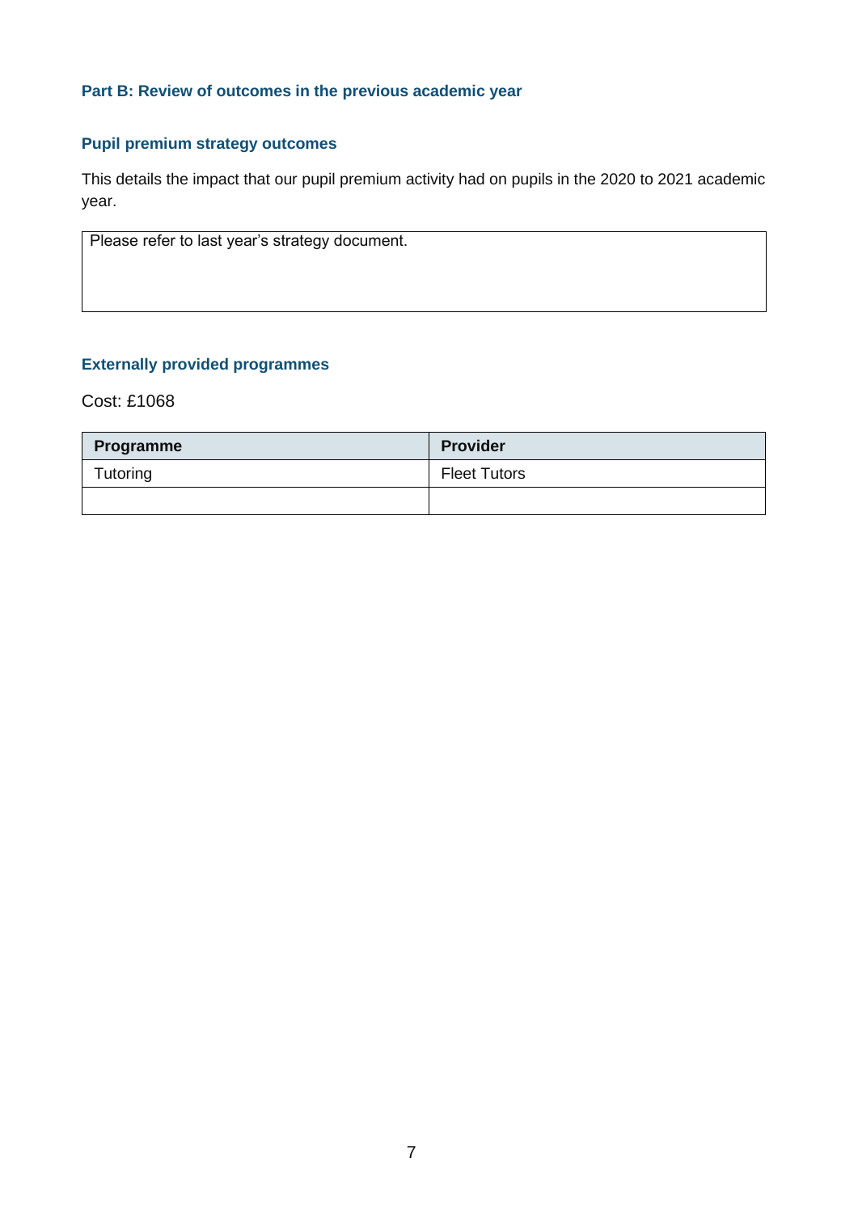## Part B: Review of outcomes in the previous academic year

### Pupil premium strategy outcomes

This details the impact that our pupil premium activity had on pupils in the 2020 to 2021 academic year.

| Please refer to last year's strategy document. |
|---|

### Externally provided programmes

Cost: £1068

| Programme | Provider |
|---|---|
| Tutoring | Fleet Tutors |
| | |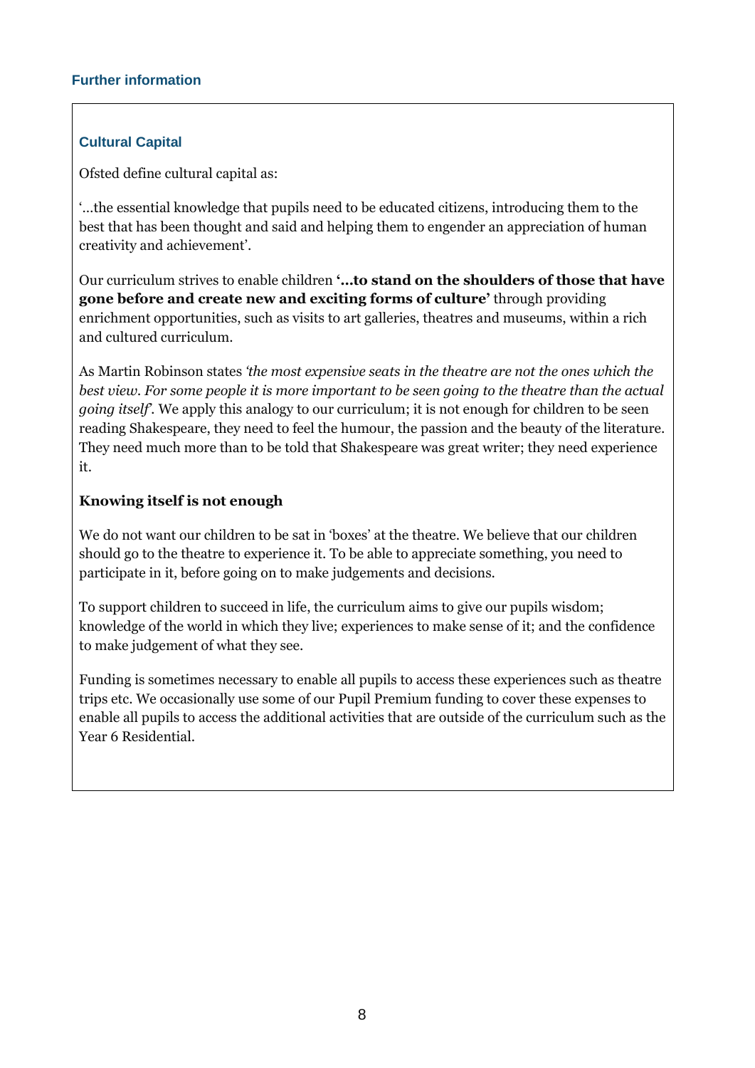## Further information

### Cultural Capital

Ofsted define cultural capital as:

'…the essential knowledge that pupils need to be educated citizens, introducing them to the best that has been thought and said and helping them to engender an appreciation of human creativity and achievement'.

Our curriculum strives to enable children **'…to stand on the shoulders of those that have gone before and create new and exciting forms of culture'** through providing enrichment opportunities, such as visits to art galleries, theatres and museums, within a rich and cultured curriculum.

As Martin Robinson states *'the most expensive seats in the theatre are not the ones which the best view. For some people it is more important to be seen going to the theatre than the actual going itself'*. We apply this analogy to our curriculum; it is not enough for children to be seen reading Shakespeare, they need to feel the humour, the passion and the beauty of the literature. They need much more than to be told that Shakespeare was great writer; they need experience it.

**Knowing itself is not enough**

We do not want our children to be sat in 'boxes' at the theatre. We believe that our children should go to the theatre to experience it. To be able to appreciate something, you need to participate in it, before going on to make judgements and decisions.

To support children to succeed in life, the curriculum aims to give our pupils wisdom; knowledge of the world in which they live; experiences to make sense of it; and the confidence to make judgement of what they see.

Funding is sometimes necessary to enable all pupils to access these experiences such as theatre trips etc. We occasionally use some of our Pupil Premium funding to cover these expenses to enable all pupils to access the additional activities that are outside of the curriculum such as the Year 6 Residential.